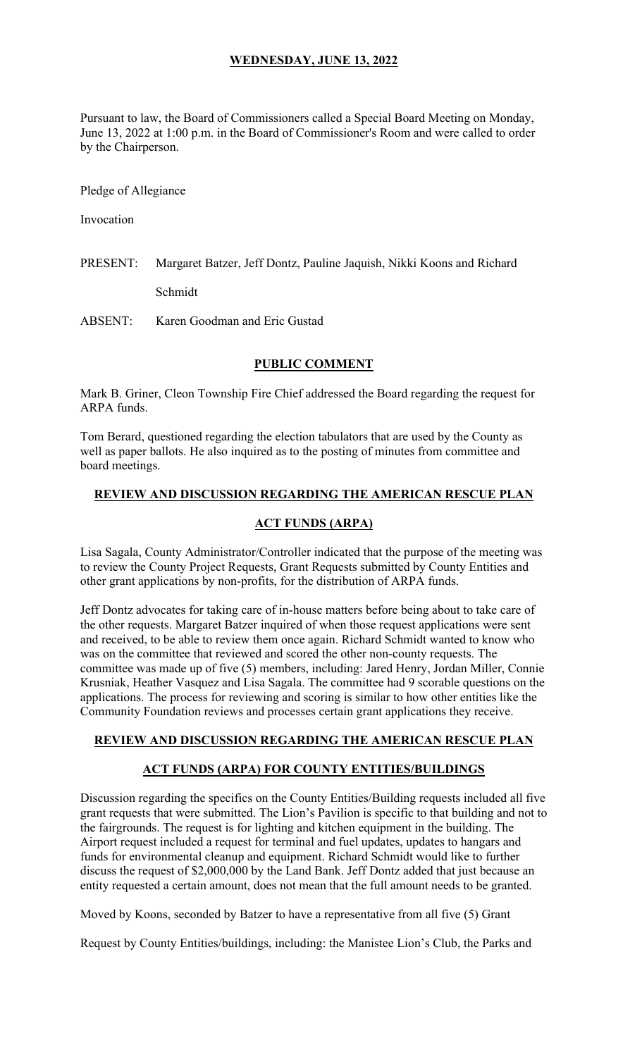# WEDNESDAY, JUNE 13, 2022

Pursuant to law, the Board of Commissioners called a Special Board Meeting on Monday, June 13, 2022 at 1:00 p.m. in the Board of Commissioner's Room and were called to order by the Chairperson.

Pledge of Allegiance

Invocation

PRESENT: Margaret Batzer, Jeff Dontz, Pauline Jaquish, Nikki Koons and Richard Schmidt

ABSENT: Karen Goodman and Eric Gustad

## PUBLIC COMMENT

Mark B. Griner, Cleon Township Fire Chief addressed the Board regarding the request for ARPA funds.

Tom Berard, questioned regarding the election tabulators that are used by the County as well as paper ballots. He also inquired as to the posting of minutes from committee and board meetings.

## REVIEW AND DISCUSSION REGARDING THE AMERICAN RESCUE PLAN ACT FUNDS (ARPA)

Lisa Sagala, County Administrator/Controller indicated that the purpose of the meeting was to review the County Project Requests, Grant Requests submitted by County Entities and other grant applications by non-profits, for the distribution of ARPA funds.

Jeff Dontz advocates for taking care of in-house matters before being about to take care of the other requests. Margaret Batzer inquired of when those request applications were sent and received, to be able to review them once again. Richard Schmidt wanted to know who was on the committee that reviewed and scored the other non-county requests. The committee was made up of five (5) members, including: Jared Henry, Jordan Miller, Connie Krusniak, Heather Vasquez and Lisa Sagala. The committee had 9 scorable questions on the applications. The process for reviewing and scoring is similar to how other entities like the Community Foundation reviews and processes certain grant applications they receive.

## REVIEW AND DISCUSSION REGARDING THE AMERICAN RESCUE PLAN ACT FUNDS (ARPA) FOR COUNTY ENTITIES/BUILDINGS

Discussion regarding the specifics on the County Entities/Building requests included all five grant requests that were submitted. The Lion's Pavilion is specific to that building and not to the fairgrounds. The request is for lighting and kitchen equipment in the building. The Airport request included a request for terminal and fuel updates, updates to hangars and funds for environmental cleanup and equipment. Richard Schmidt would like to further discuss the request of $2,000,000 by the Land Bank. Jeff Dontz added that just because an entity requested a certain amount, does not mean that the full amount needs to be granted.

Moved by Koons, seconded by Batzer to have a representative from all five (5) Grant Request by County Entities/buildings, including: the Manistee Lion's Club, the Parks and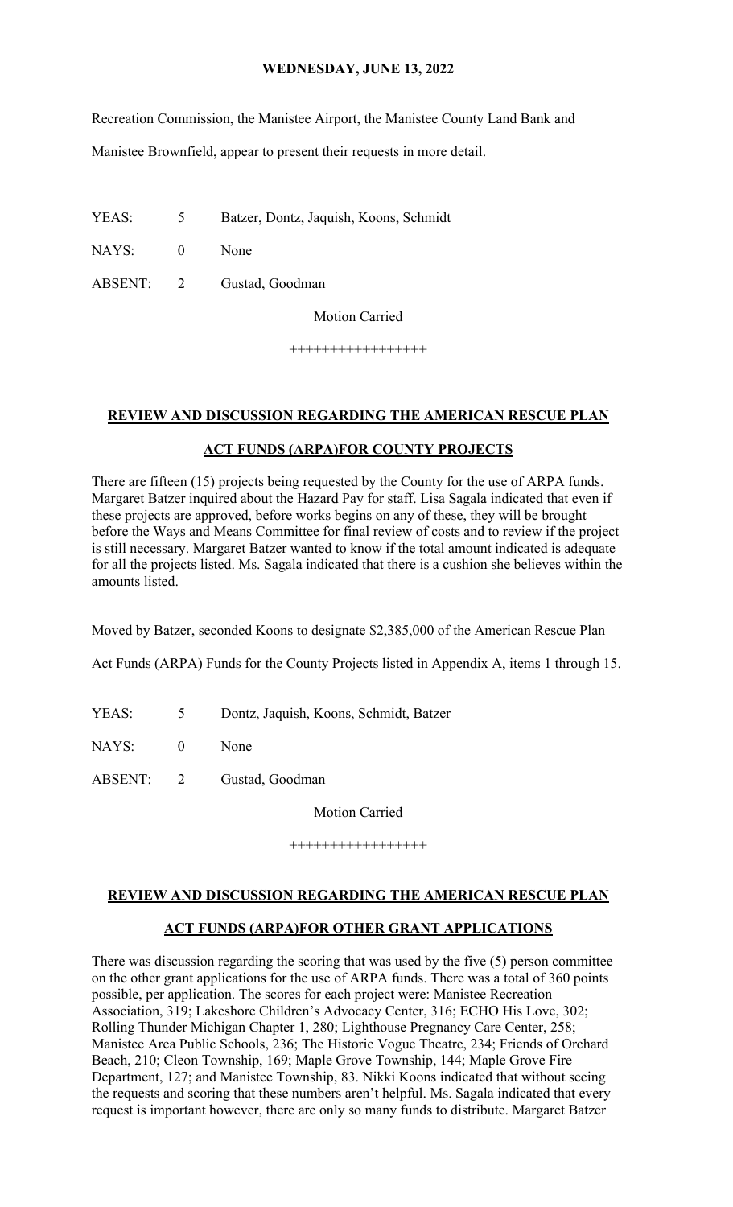**WEDNESDAY, JUNE 13, 2022**

Recreation Commission, the Manistee Airport, the Manistee County Land Bank and Manistee Brownfield, appear to present their requests in more detail.

| | | |
|---|---|---|
| YEAS: | 5 | Batzer, Dontz, Jaquish, Koons, Schmidt |
| NAYS: | 0 | None |
| ABSENT: | 2 | Gustad, Goodman |

Motion Carried

++++++++++++++++

**REVIEW AND DISCUSSION REGARDING THE AMERICAN RESCUE PLAN ACT FUNDS (ARPA)FOR COUNTY PROJECTS**

There are fifteen (15) projects being requested by the County for the use of ARPA funds. Margaret Batzer inquired about the Hazard Pay for staff. Lisa Sagala indicated that even if these projects are approved, before works begins on any of these, they will be brought before the Ways and Means Committee for final review of costs and to review if the project is still necessary. Margaret Batzer wanted to know if the total amount indicated is adequate for all the projects listed. Ms. Sagala indicated that there is a cushion she believes within the amounts listed.

Moved by Batzer, seconded Koons to designate $2,385,000 of the American Rescue Plan Act Funds (ARPA) Funds for the County Projects listed in Appendix A, items 1 through 15.

| | | |
|---|---|---|
| YEAS: | 5 | Dontz, Jaquish, Koons, Schmidt, Batzer |
| NAYS: | 0 | None |
| ABSENT: | 2 | Gustad, Goodman |

Motion Carried

++++++++++++++++

**REVIEW AND DISCUSSION REGARDING THE AMERICAN RESCUE PLAN ACT FUNDS (ARPA)FOR OTHER GRANT APPLICATIONS**

There was discussion regarding the scoring that was used by the five (5) person committee on the other grant applications for the use of ARPA funds. There was a total of 360 points possible, per application. The scores for each project were: Manistee Recreation Association, 319; Lakeshore Children's Advocacy Center, 316; ECHO His Love, 302; Rolling Thunder Michigan Chapter 1, 280; Lighthouse Pregnancy Care Center, 258; Manistee Area Public Schools, 236; The Historic Vogue Theatre, 234; Friends of Orchard Beach, 210; Cleon Township, 169; Maple Grove Township, 144; Maple Grove Fire Department, 127; and Manistee Township, 83. Nikki Koons indicated that without seeing the requests and scoring that these numbers aren't helpful. Ms. Sagala indicated that every request is important however, there are only so many funds to distribute. Margaret Batzer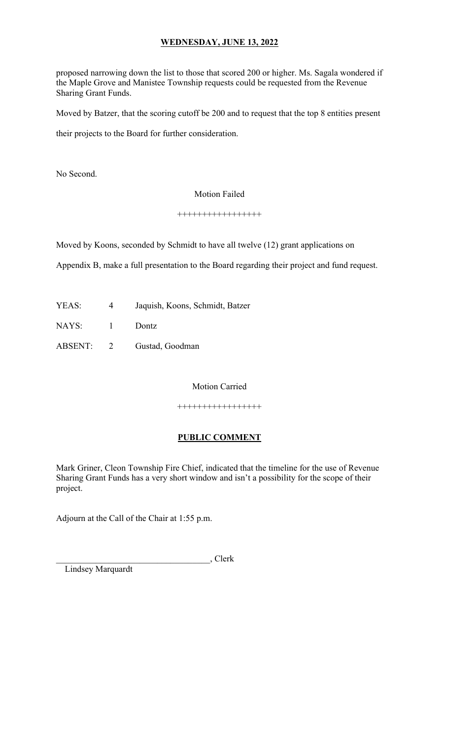proposed narrowing down the list to those that scored 200 or higher. Ms. Sagala wondered if the Maple Grove and Manistee Township requests could be requested from the Revenue Sharing Grant Funds.

Moved by Batzer, that the scoring cutoff be 200 and to request that the top 8 entities present their projects to the Board for further consideration.

No Second.

Motion Failed

++++++++++++++++

Moved by Koons, seconded by Schmidt to have all twelve (12) grant applications on Appendix B, make a full presentation to the Board regarding their project and fund request.

| | | |
|---|---|---|
| YEAS: | 4 | Jaquish, Koons, Schmidt, Batzer |
| NAYS: | 1 | Dontz |
| ABSENT: | 2 | Gustad, Goodman |

Motion Carried

++++++++++++++++

## PUBLIC COMMENT

Mark Griner, Cleon Township Fire Chief, indicated that the timeline for the use of Revenue Sharing Grant Funds has a very short window and isn't a possibility for the scope of their project.

Adjourn at the Call of the Chair at 1:55 p.m.

__________________________________, Clerk
Lindsey Marquardt